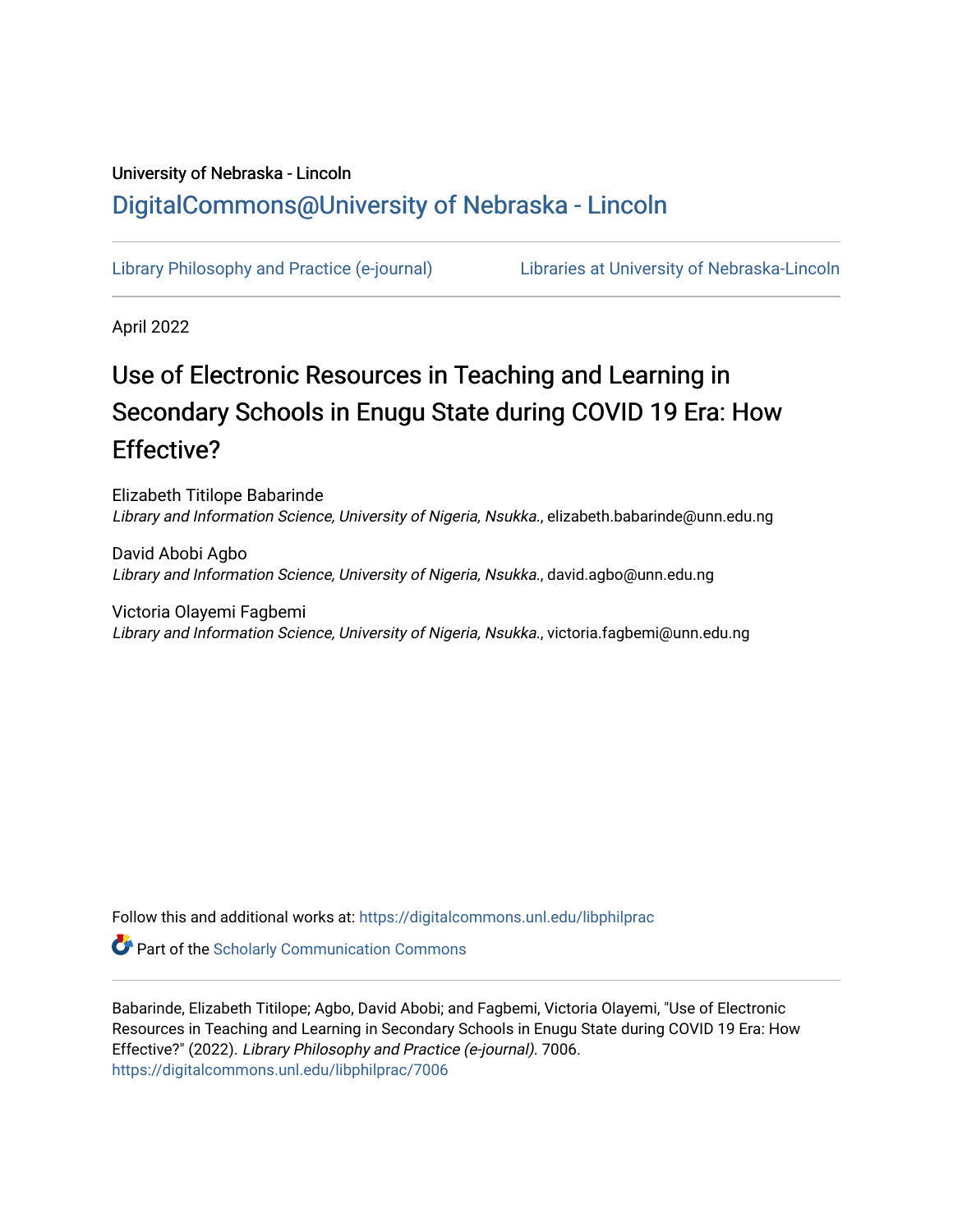University of Nebraska - Lincoln

## DigitalCommons@University of Nebraska - Lincoln

Library Philosophy and Practice (e-journal) | Libraries at University of Nebraska-Lincoln

April 2022

# Use of Electronic Resources in Teaching and Learning in Secondary Schools in Enugu State during COVID 19 Era: How Effective?

Elizabeth Titilope Babarinde
*Library and Information Science, University of Nigeria, Nsukka.*, elizabeth.babarinde@unn.edu.ng

David Abobi Agbo
*Library and Information Science, University of Nigeria, Nsukka.*, david.agbo@unn.edu.ng

Victoria Olayemi Fagbemi
*Library and Information Science, University of Nigeria, Nsukka.*, victoria.fagbemi@unn.edu.ng

Follow this and additional works at: https://digitalcommons.unl.edu/libphilprac

Part of the Scholarly Communication Commons

Babarinde, Elizabeth Titilope; Agbo, David Abobi; and Fagbemi, Victoria Olayemi, "Use of Electronic Resources in Teaching and Learning in Secondary Schools in Enugu State during COVID 19 Era: How Effective?" (2022). *Library Philosophy and Practice (e-journal)*. 7006.
https://digitalcommons.unl.edu/libphilprac/7006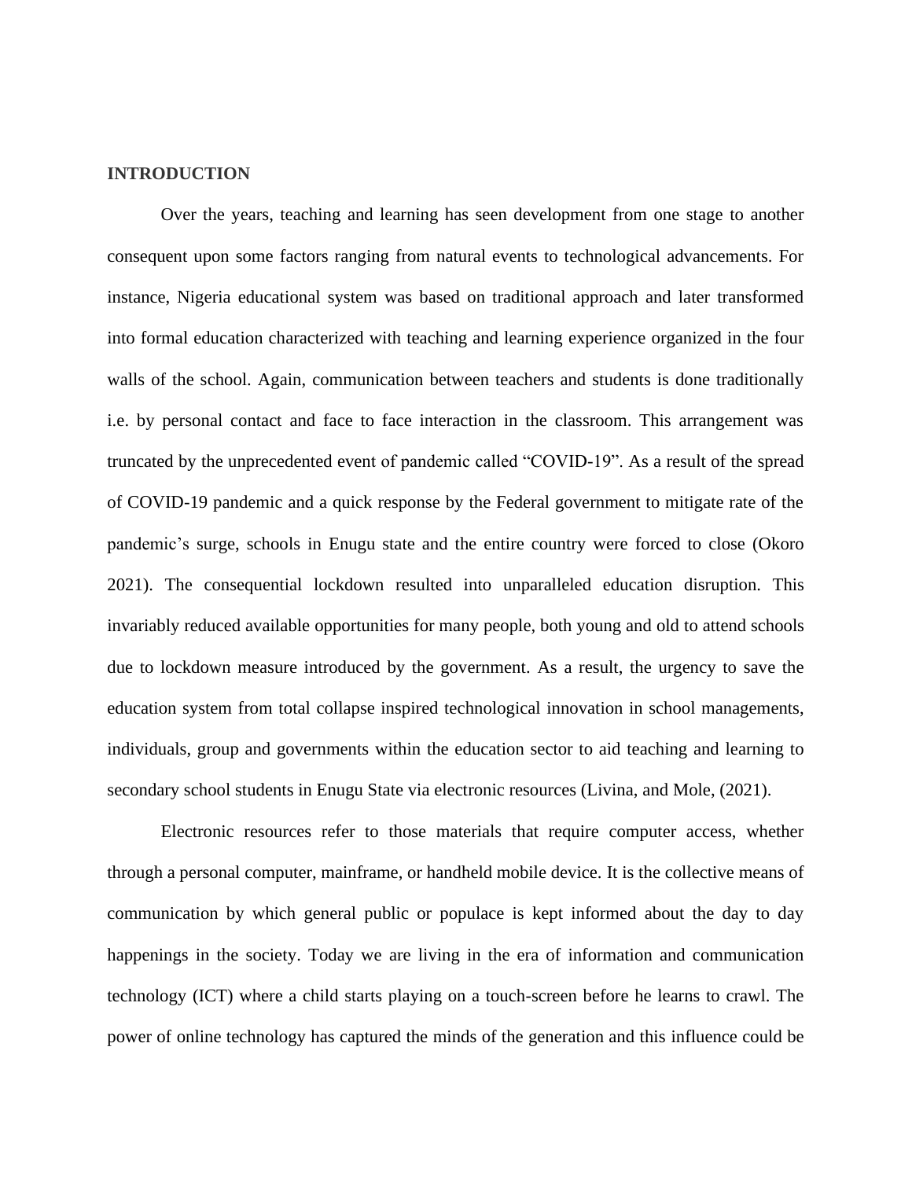**INTRODUCTION**

Over the years, teaching and learning has seen development from one stage to another consequent upon some factors ranging from natural events to technological advancements. For instance, Nigeria educational system was based on traditional approach and later transformed into formal education characterized with teaching and learning experience organized in the four walls of the school. Again, communication between teachers and students is done traditionally i.e. by personal contact and face to face interaction in the classroom. This arrangement was truncated by the unprecedented event of pandemic called "COVID-19". As a result of the spread of COVID-19 pandemic and a quick response by the Federal government to mitigate rate of the pandemic's surge, schools in Enugu state and the entire country were forced to close (Okoro 2021). The consequential lockdown resulted into unparalleled education disruption. This invariably reduced available opportunities for many people, both young and old to attend schools due to lockdown measure introduced by the government. As a result, the urgency to save the education system from total collapse inspired technological innovation in school managements, individuals, group and governments within the education sector to aid teaching and learning to secondary school students in Enugu State via electronic resources (Livina, and Mole, (2021).

Electronic resources refer to those materials that require computer access, whether through a personal computer, mainframe, or handheld mobile device. It is the collective means of communication by which general public or populace is kept informed about the day to day happenings in the society. Today we are living in the era of information and communication technology (ICT) where a child starts playing on a touch-screen before he learns to crawl. The power of online technology has captured the minds of the generation and this influence could be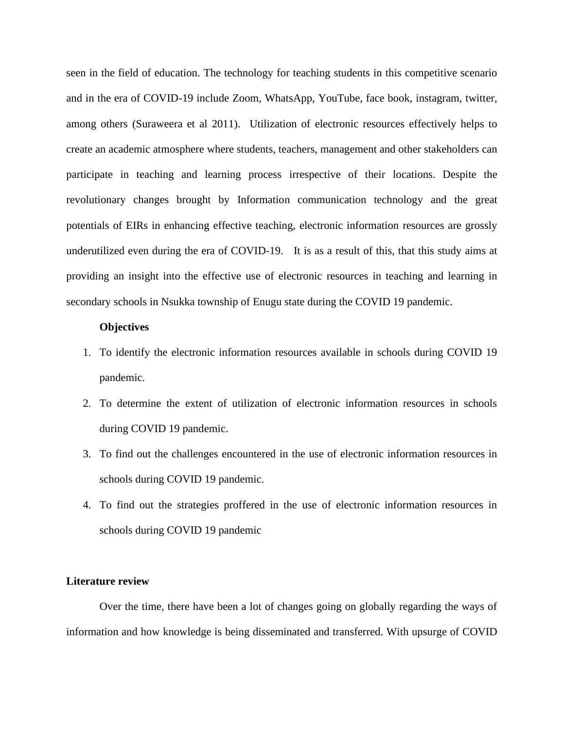seen in the field of education. The technology for teaching students in this competitive scenario and in the era of COVID-19 include Zoom, WhatsApp, YouTube, face book, instagram, twitter, among others (Suraweera et al 2011). Utilization of electronic resources effectively helps to create an academic atmosphere where students, teachers, management and other stakeholders can participate in teaching and learning process irrespective of their locations. Despite the revolutionary changes brought by Information communication technology and the great potentials of EIRs in enhancing effective teaching, electronic information resources are grossly underutilized even during the era of COVID-19. It is as a result of this, that this study aims at providing an insight into the effective use of electronic resources in teaching and learning in secondary schools in Nsukka township of Enugu state during the COVID 19 pandemic.

**Objectives**

1. To identify the electronic information resources available in schools during COVID 19 pandemic.
2. To determine the extent of utilization of electronic information resources in schools during COVID 19 pandemic.
3. To find out the challenges encountered in the use of electronic information resources in schools during COVID 19 pandemic.
4. To find out the strategies proffered in the use of electronic information resources in schools during COVID 19 pandemic

**Literature review**

Over the time, there have been a lot of changes going on globally regarding the ways of information and how knowledge is being disseminated and transferred. With upsurge of COVID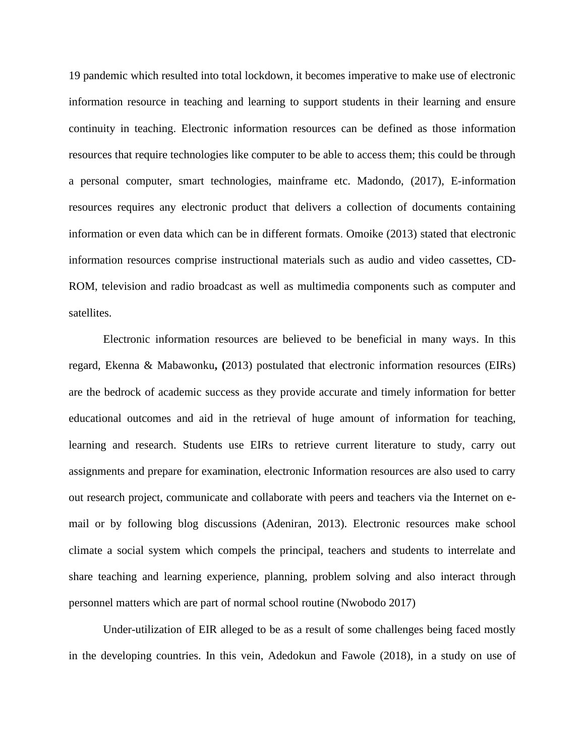19 pandemic which resulted into total lockdown, it becomes imperative to make use of electronic information resource in teaching and learning to support students in their learning and ensure continuity in teaching. Electronic information resources can be defined as those information resources that require technologies like computer to be able to access them; this could be through a personal computer, smart technologies, mainframe etc. Madondo, (2017), E-information resources requires any electronic product that delivers a collection of documents containing information or even data which can be in different formats. Omoike (2013) stated that electronic information resources comprise instructional materials such as audio and video cassettes, CD-ROM, television and radio broadcast as well as multimedia components such as computer and satellites.

Electronic information resources are believed to be beneficial in many ways. In this regard, Ekenna & Mabawonku**, (**2013) postulated that electronic information resources (EIRs) are the bedrock of academic success as they provide accurate and timely information for better educational outcomes and aid in the retrieval of huge amount of information for teaching, learning and research. Students use EIRs to retrieve current literature to study, carry out assignments and prepare for examination, electronic Information resources are also used to carry out research project, communicate and collaborate with peers and teachers via the Internet on e-mail or by following blog discussions (Adeniran, 2013). Electronic resources make school climate a social system which compels the principal, teachers and students to interrelate and share teaching and learning experience, planning, problem solving and also interact through personnel matters which are part of normal school routine (Nwobodo 2017)

Under-utilization of EIR alleged to be as a result of some challenges being faced mostly in the developing countries. In this vein, Adedokun and Fawole (2018), in a study on use of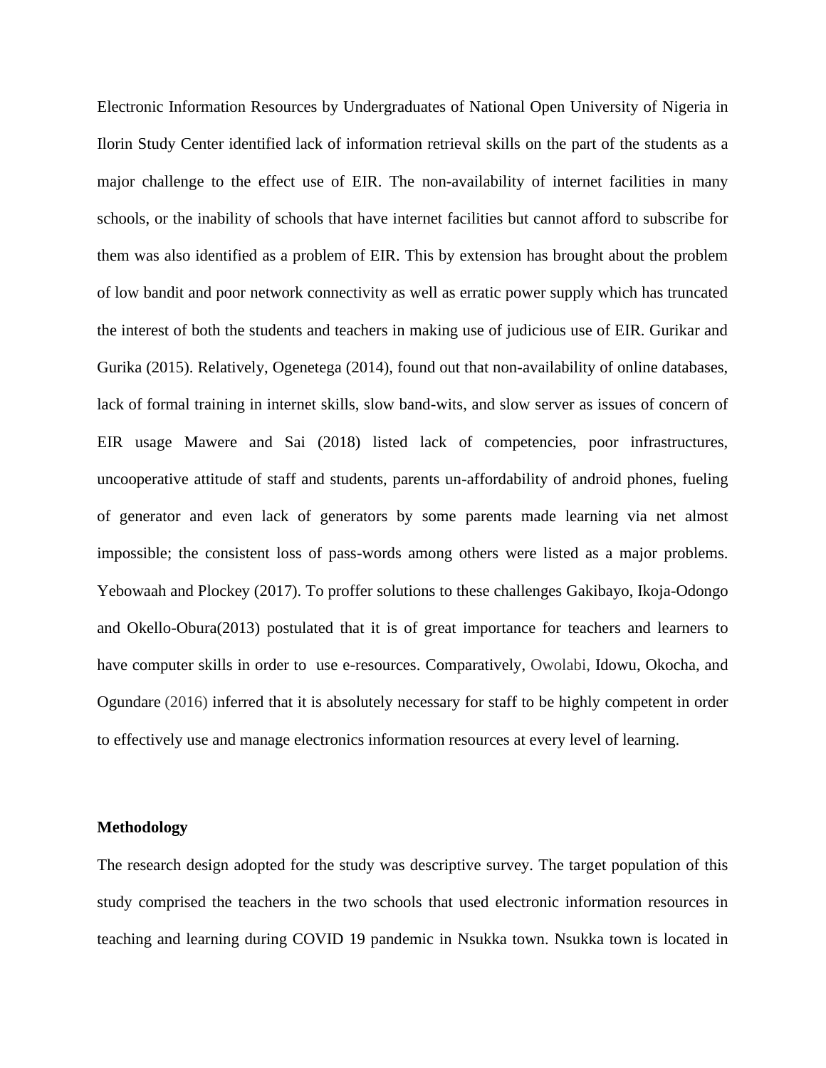Electronic Information Resources by Undergraduates of National Open University of Nigeria in Ilorin Study Center identified lack of information retrieval skills on the part of the students as a major challenge to the effect use of EIR. The non-availability of internet facilities in many schools, or the inability of schools that have internet facilities but cannot afford to subscribe for them was also identified as a problem of EIR. This by extension has brought about the problem of low bandit and poor network connectivity as well as erratic power supply which has truncated the interest of both the students and teachers in making use of judicious use of EIR. Gurikar and Gurika (2015). Relatively, Ogenetega (2014), found out that non-availability of online databases, lack of formal training in internet skills, slow band-wits, and slow server as issues of concern of EIR usage Mawere and Sai (2018) listed lack of competencies, poor infrastructures, uncooperative attitude of staff and students, parents un-affordability of android phones, fueling of generator and even lack of generators by some parents made learning via net almost impossible; the consistent loss of pass-words among others were listed as a major problems. Yebowaah and Plockey (2017). To proffer solutions to these challenges Gakibayo, Ikoja-Odongo and Okello-Obura(2013) postulated that it is of great importance for teachers and learners to have computer skills in order to use e-resources. Comparatively, Owolabi, Idowu, Okocha, and Ogundare (2016) inferred that it is absolutely necessary for staff to be highly competent in order to effectively use and manage electronics information resources at every level of learning.

**Methodology**

The research design adopted for the study was descriptive survey. The target population of this study comprised the teachers in the two schools that used electronic information resources in teaching and learning during COVID 19 pandemic in Nsukka town. Nsukka town is located in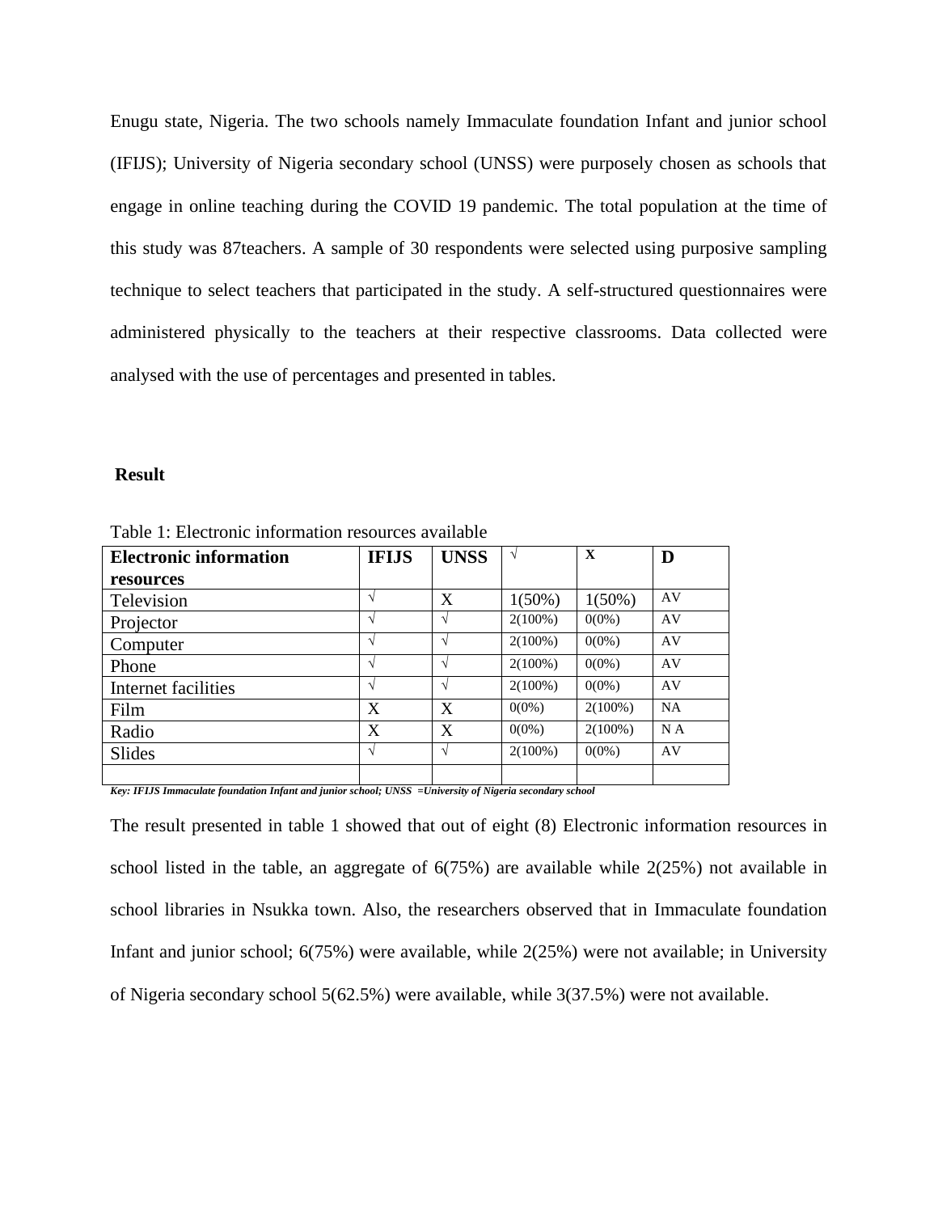Enugu state, Nigeria. The two schools namely Immaculate foundation Infant and junior school (IFIJS); University of Nigeria secondary school (UNSS) were purposely chosen as schools that engage in online teaching during the COVID 19 pandemic. The total population at the time of this study was 87teachers. A sample of 30 respondents were selected using purposive sampling technique to select teachers that participated in the study. A self-structured questionnaires were administered physically to the teachers at their respective classrooms. Data collected were analysed with the use of percentages and presented in tables.

## Result

Table 1: Electronic information resources available

| Electronic information resources | IFIJS | UNSS | √ | X | D |
|---|---|---|---|---|---|
| Television | √ | X | 1(50%) | 1(50%) | AV |
| Projector | √ | √ | 2(100%) | 0(0%) | AV |
| Computer | √ | √ | 2(100%) | 0(0%) | AV |
| Phone | √ | √ | 2(100%) | 0(0%) | AV |
| Internet facilities | √ | √ | 2(100%) | 0(0%) | AV |
| Film | X | X | 0(0%) | 2(100%) | NA |
| Radio | X | X | 0(0%) | 2(100%) | N A |
| Slides | √ | √ | 2(100%) | 0(0%) | AV |
| | | | | | |

***Key: IFIJS Immaculate foundation Infant and junior school; UNSS =University of Nigeria secondary school***

The result presented in table 1 showed that out of eight (8) Electronic information resources in school listed in the table, an aggregate of 6(75%) are available while 2(25%) not available in school libraries in Nsukka town. Also, the researchers observed that in Immaculate foundation Infant and junior school; 6(75%) were available, while 2(25%) were not available; in University of Nigeria secondary school 5(62.5%) were available, while 3(37.5%) were not available.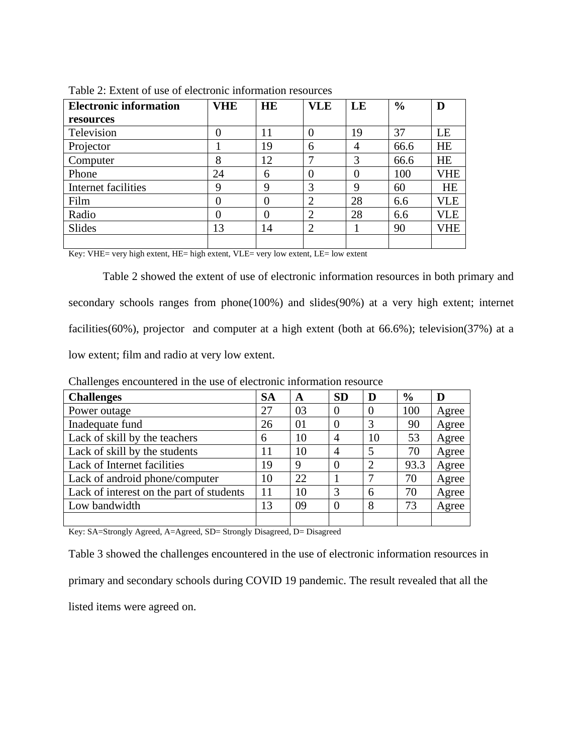Table 2: Extent of use of electronic information resources

| **Electronic information resources** | **VHE** | **HE** | **VLE** | **LE** | **%** | **D** |
|---|---|---|---|---|---|---|
| Television | 0 | 11 | 0 | 19 | 37 | LE |
| Projector | 1 | 19 | 6 | 4 | 66.6 | HE |
| Computer | 8 | 12 | 7 | 3 | 66.6 | HE |
| Phone | 24 | 6 | 0 | 0 | 100 | VHE |
| Internet facilities | 9 | 9 | 3 | 9 | 60 | HE |
| Film | 0 | 0 | 2 | 28 | 6.6 | VLE |
| Radio | 0 | 0 | 2 | 28 | 6.6 | VLE |
| Slides | 13 | 14 | 2 | 1 | 90 | VHE |
| | | | | | | |

Key: VHE= very high extent, HE= high extent, VLE= very low extent, LE= low extent

Table 2 showed the extent of use of electronic information resources in both primary and secondary schools ranges from phone(100%) and slides(90%) at a very high extent; internet facilities(60%), projector and computer at a high extent (both at 66.6%); television(37%) at a low extent; film and radio at very low extent.

Challenges encountered in the use of electronic information resource

| **Challenges** | **SA** | **A** | **SD** | **D** | **%** | **D** |
|---|---|---|---|---|---|---|
| Power outage | 27 | 03 | 0 | 0 | 100 | Agree |
| Inadequate fund | 26 | 01 | 0 | 3 | 90 | Agree |
| Lack of skill by the teachers | 6 | 10 | 4 | 10 | 53 | Agree |
| Lack of skill by the students | 11 | 10 | 4 | 5 | 70 | Agree |
| Lack of Internet facilities | 19 | 9 | 0 | 2 | 93.3 | Agree |
| Lack of android phone/computer | 10 | 22 | 1 | 7 | 70 | Agree |
| Lack of interest on the part of students | 11 | 10 | 3 | 6 | 70 | Agree |
| Low bandwidth | 13 | 09 | 0 | 8 | 73 | Agree |
| | | | | | | |

Key: SA=Strongly Agreed, A=Agreed, SD= Strongly Disagreed, D= Disagreed

Table 3 showed the challenges encountered in the use of electronic information resources in primary and secondary schools during COVID 19 pandemic. The result revealed that all the listed items were agreed on.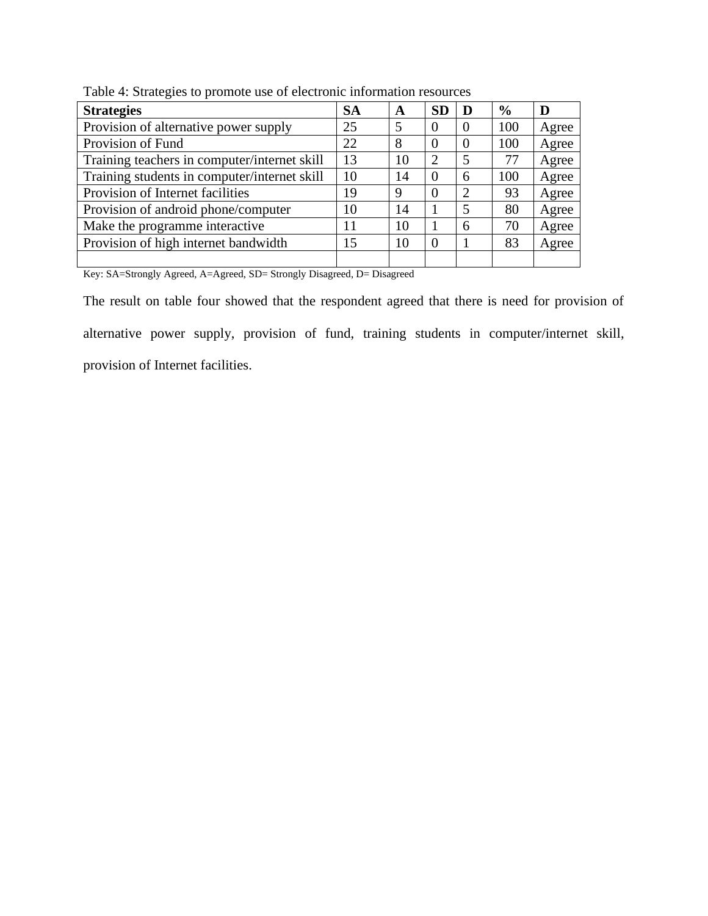Table 4: Strategies to promote use of electronic information resources

| Strategies | SA | A | SD | D | % | D |
|---|---|---|---|---|---|---|
| Provision of alternative power supply | 25 | 5 | 0 | 0 | 100 | Agree |
| Provision of Fund | 22 | 8 | 0 | 0 | 100 | Agree |
| Training teachers in computer/internet skill | 13 | 10 | 2 | 5 | 77 | Agree |
| Training students in computer/internet skill | 10 | 14 | 0 | 6 | 100 | Agree |
| Provision of Internet facilities | 19 | 9 | 0 | 2 | 93 | Agree |
| Provision of android phone/computer | 10 | 14 | 1 | 5 | 80 | Agree |
| Make the programme interactive | 11 | 10 | 1 | 6 | 70 | Agree |
| Provision of high internet bandwidth | 15 | 10 | 0 | 1 | 83 | Agree |
| | | | | | | |

Key: SA=Strongly Agreed, A=Agreed, SD= Strongly Disagreed, D= Disagreed

The result on table four showed that the respondent agreed that there is need for provision of alternative power supply, provision of fund, training students in computer/internet skill, provision of Internet facilities.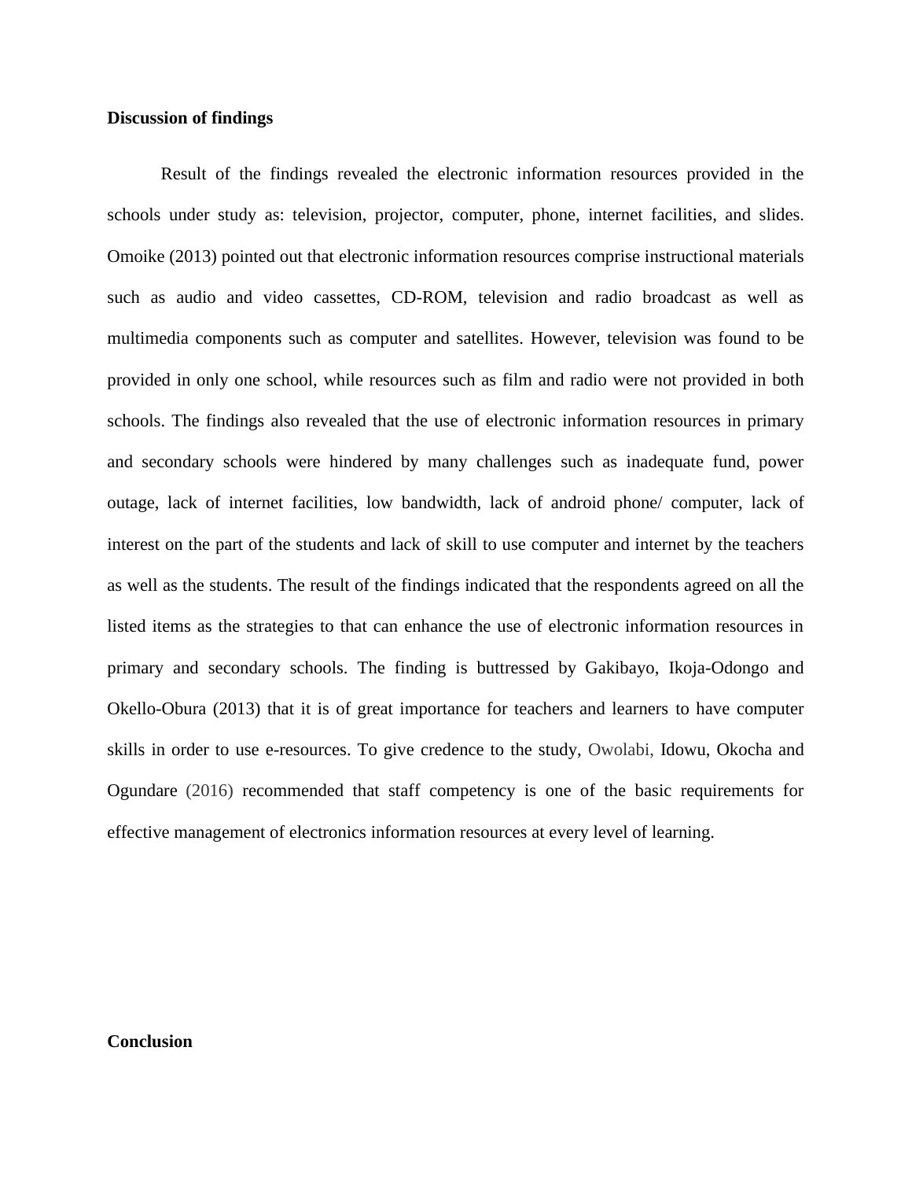**Discussion of findings**

Result of the findings revealed the electronic information resources provided in the schools under study as: television, projector, computer, phone, internet facilities, and slides. Omoike (2013) pointed out that electronic information resources comprise instructional materials such as audio and video cassettes, CD-ROM, television and radio broadcast as well as multimedia components such as computer and satellites. However, television was found to be provided in only one school, while resources such as film and radio were not provided in both schools. The findings also revealed that the use of electronic information resources in primary and secondary schools were hindered by many challenges such as inadequate fund, power outage, lack of internet facilities, low bandwidth, lack of android phone/ computer, lack of interest on the part of the students and lack of skill to use computer and internet by the teachers as well as the students. The result of the findings indicated that the respondents agreed on all the listed items as the strategies to that can enhance the use of electronic information resources in primary and secondary schools. The finding is buttressed by Gakibayo, Ikoja-Odongo and Okello-Obura (2013) that it is of great importance for teachers and learners to have computer skills in order to use e-resources. To give credence to the study, Owolabi, Idowu, Okocha and Ogundare (2016) recommended that staff competency is one of the basic requirements for effective management of electronics information resources at every level of learning.

**Conclusion**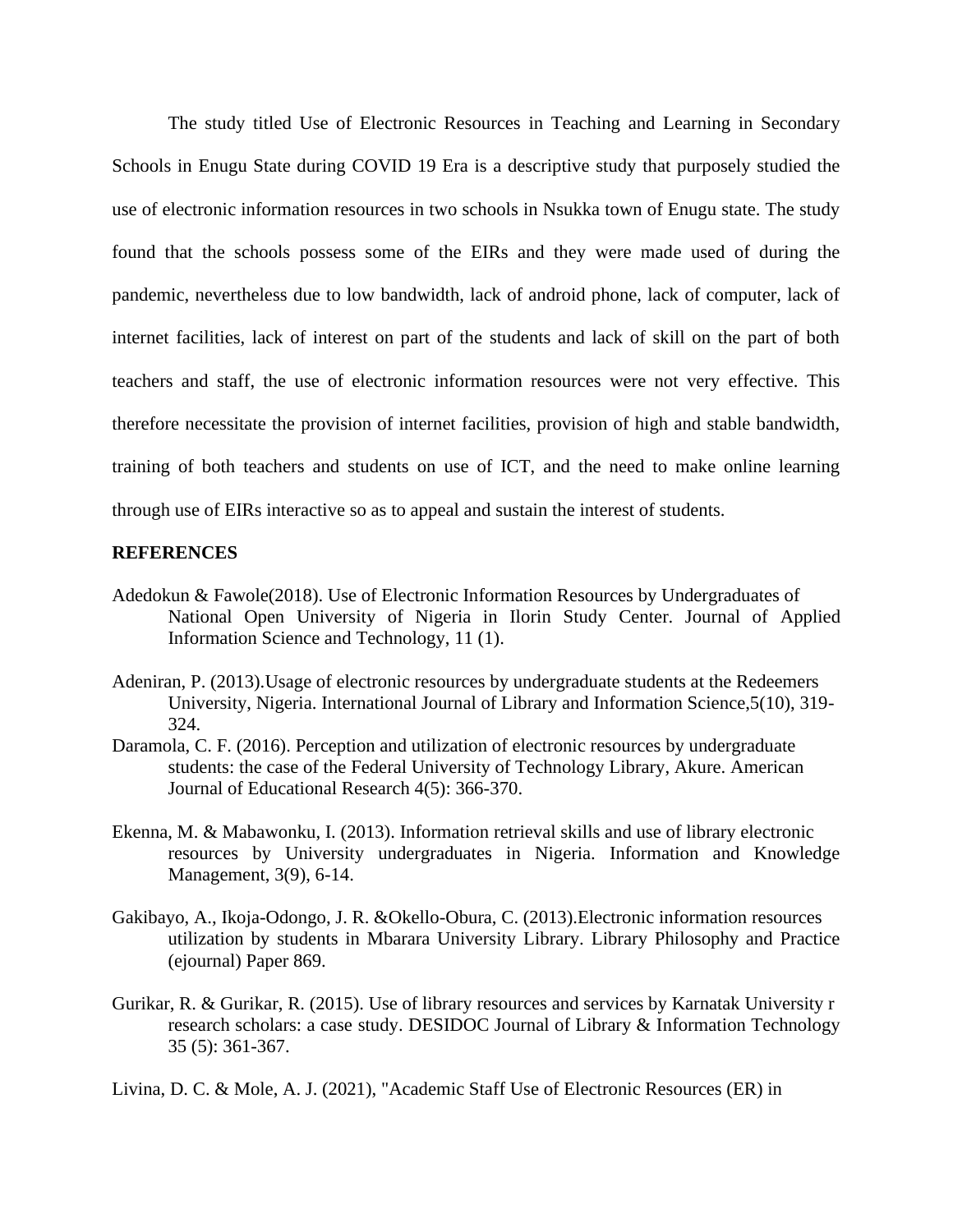The study titled Use of Electronic Resources in Teaching and Learning in Secondary Schools in Enugu State during COVID 19 Era is a descriptive study that purposely studied the use of electronic information resources in two schools in Nsukka town of Enugu state. The study found that the schools possess some of the EIRs and they were made used of during the pandemic, nevertheless due to low bandwidth, lack of android phone, lack of computer, lack of internet facilities, lack of interest on part of the students and lack of skill on the part of both teachers and staff, the use of electronic information resources were not very effective. This therefore necessitate the provision of internet facilities, provision of high and stable bandwidth, training of both teachers and students on use of ICT, and the need to make online learning through use of EIRs interactive so as to appeal and sustain the interest of students.

**REFERENCES**

Adedokun & Fawole(2018). Use of Electronic Information Resources by Undergraduates of National Open University of Nigeria in Ilorin Study Center. Journal of Applied Information Science and Technology, 11 (1).

Adeniran, P. (2013).Usage of electronic resources by undergraduate students at the Redeemers University, Nigeria. International Journal of Library and Information Science,5(10), 319-324.

Daramola, C. F. (2016). Perception and utilization of electronic resources by undergraduate students: the case of the Federal University of Technology Library, Akure. American Journal of Educational Research 4(5): 366-370.

Ekenna, M. & Mabawonku, I. (2013). Information retrieval skills and use of library electronic resources by University undergraduates in Nigeria. Information and Knowledge Management, 3(9), 6-14.

Gakibayo, A., Ikoja-Odongo, J. R. &Okello-Obura, C. (2013).Electronic information resources utilization by students in Mbarara University Library. Library Philosophy and Practice (ejournal) Paper 869.

Gurikar, R. & Gurikar, R. (2015). Use of library resources and services by Karnatak University r research scholars: a case study. DESIDOC Journal of Library & Information Technology 35 (5): 361-367.

Livina, D. C. & Mole, A. J. (2021), "Academic Staff Use of Electronic Resources (ER) in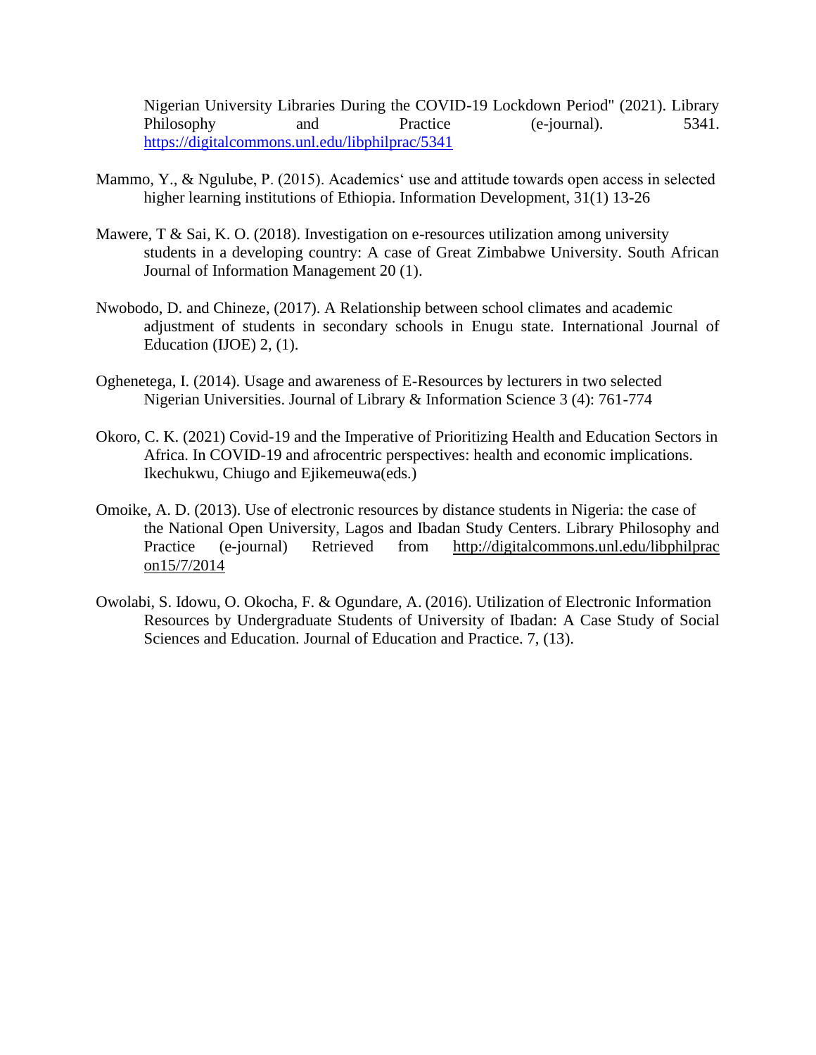Nigerian University Libraries During the COVID-19 Lockdown Period" (2021). Library Philosophy and Practice (e-journal). 5341. https://digitalcommons.unl.edu/libphilprac/5341

Mammo, Y., & Ngulube, P. (2015). Academics' use and attitude towards open access in selected higher learning institutions of Ethiopia. Information Development, 31(1) 13-26

Mawere, T & Sai, K. O. (2018). Investigation on e-resources utilization among university students in a developing country: A case of Great Zimbabwe University. South African Journal of Information Management 20 (1).

Nwobodo, D. and Chineze, (2017). A Relationship between school climates and academic adjustment of students in secondary schools in Enugu state. International Journal of Education (IJOE) 2, (1).

Oghenetega, I. (2014). Usage and awareness of E-Resources by lecturers in two selected Nigerian Universities. Journal of Library & Information Science 3 (4): 761-774

Okoro, C. K. (2021) Covid-19 and the Imperative of Prioritizing Health and Education Sectors in Africa. In COVID-19 and afrocentric perspectives: health and economic implications. Ikechukwu, Chiugo and Ejikemeuwa(eds.)

Omoike, A. D. (2013). Use of electronic resources by distance students in Nigeria: the case of the National Open University, Lagos and Ibadan Study Centers. Library Philosophy and Practice (e-journal) Retrieved from http://digitalcommons.unl.edu/libphilprac on15/7/2014

Owolabi, S. Idowu, O. Okocha, F. & Ogundare, A. (2016). Utilization of Electronic Information Resources by Undergraduate Students of University of Ibadan: A Case Study of Social Sciences and Education. Journal of Education and Practice. 7, (13).